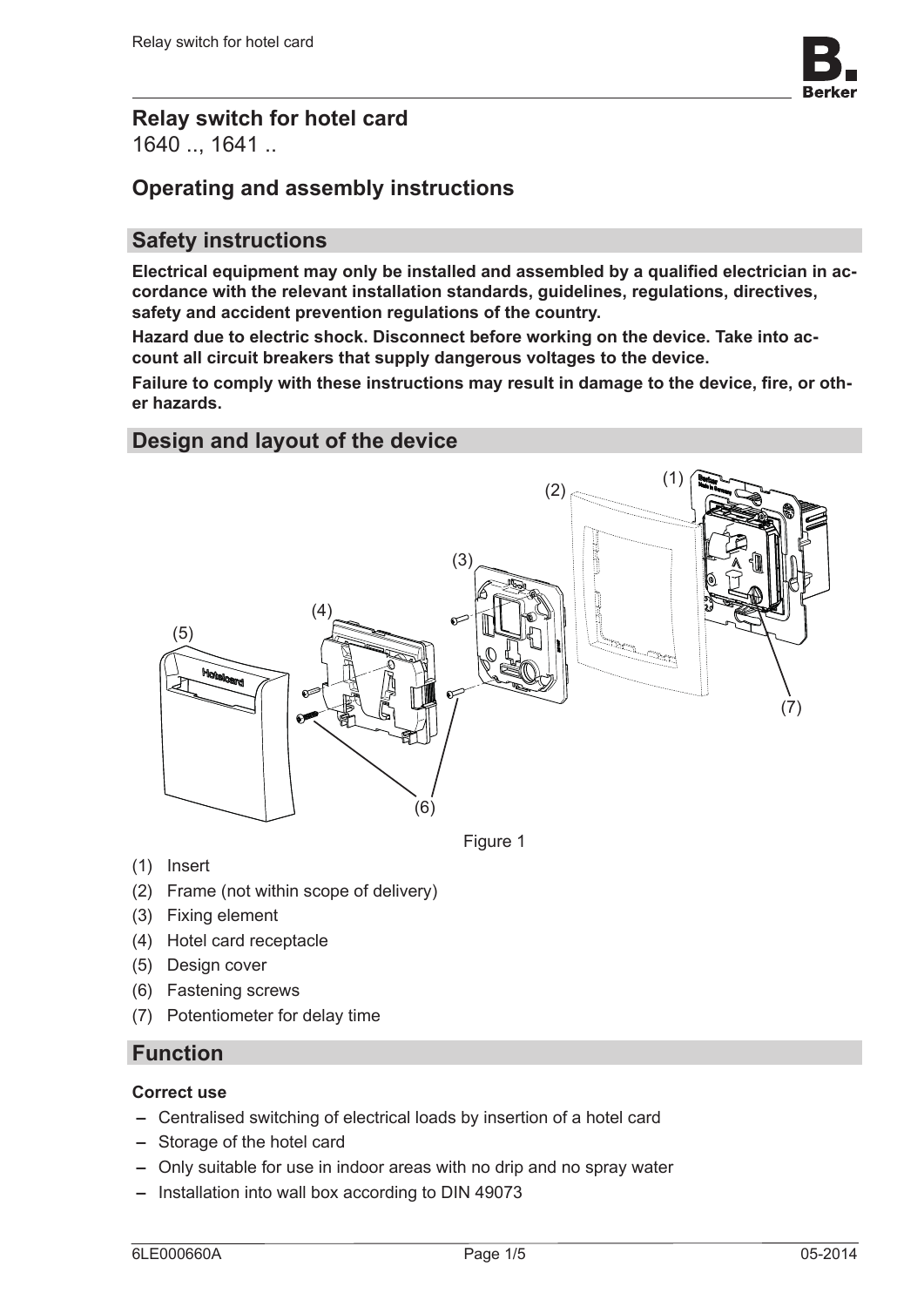# Relay switch for hotel card

1640 .., 1641 ..

## Operating and assembly instructions

## Safety instructions

**Electrical equipment may only be installed and assembled by a qualified electrician in accordance with the relevant installation standards, guidelines, regulations, directives, safety and accident prevention regulations of the country.**

**Hazard due to electric shock. Disconnect before working on the device. Take into account all circuit breakers that supply dangerous voltages to the device.**

**Failure to comply with these instructions may result in damage to the device, fire, or other hazards.**

## Design and layout of the device

Figure 1

(1) Insert

(2) Frame (not within scope of delivery)

(3) Fixing element

(4) Hotel card receptacle

(5) Design cover

(6) Fastening screws

(7) Potentiometer for delay time

## Function

**Correct use**

- Centralised switching of electrical loads by insertion of a hotel card
- Storage of the hotel card
- Only suitable for use in indoor areas with no drip and no spray water
- Installation into wall box according to DIN 49073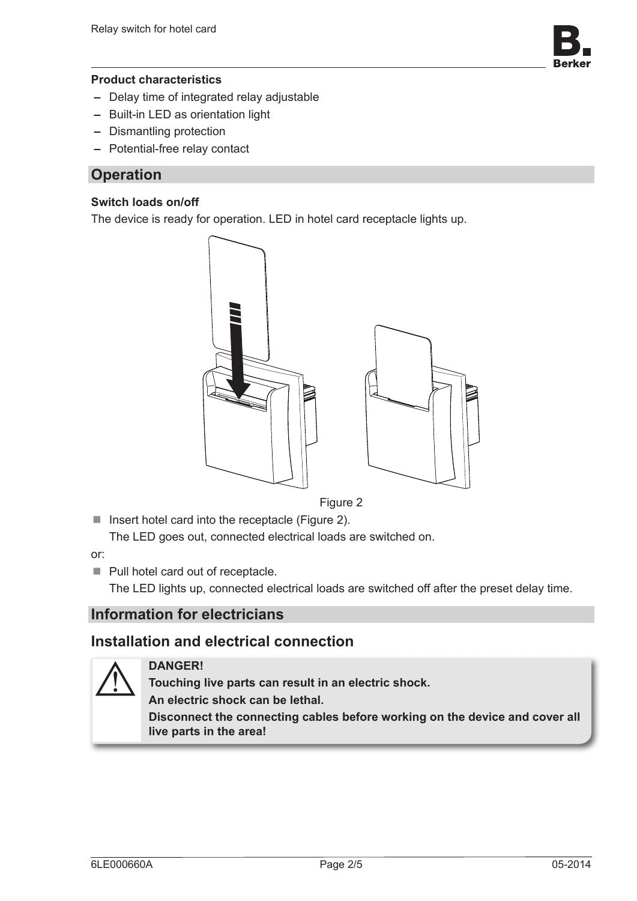**Product characteristics**

- Delay time of integrated relay adjustable
- Built-in LED as orientation light
- Dismantling protection
- Potential-free relay contact

## Operation

**Switch loads on/off**

The device is ready for operation. LED in hotel card receptacle lights up.

Figure 2

- Insert hotel card into the receptacle (Figure 2).
  The LED goes out, connected electrical loads are switched on.

or:

- Pull hotel card out of receptacle.
  The LED lights up, connected electrical loads are switched off after the preset delay time.

## Information for electricians

## Installation and electrical connection

**DANGER!**
**Touching live parts can result in an electric shock.**
**An electric shock can be lethal.**
**Disconnect the connecting cables before working on the device and cover all live parts in the area!**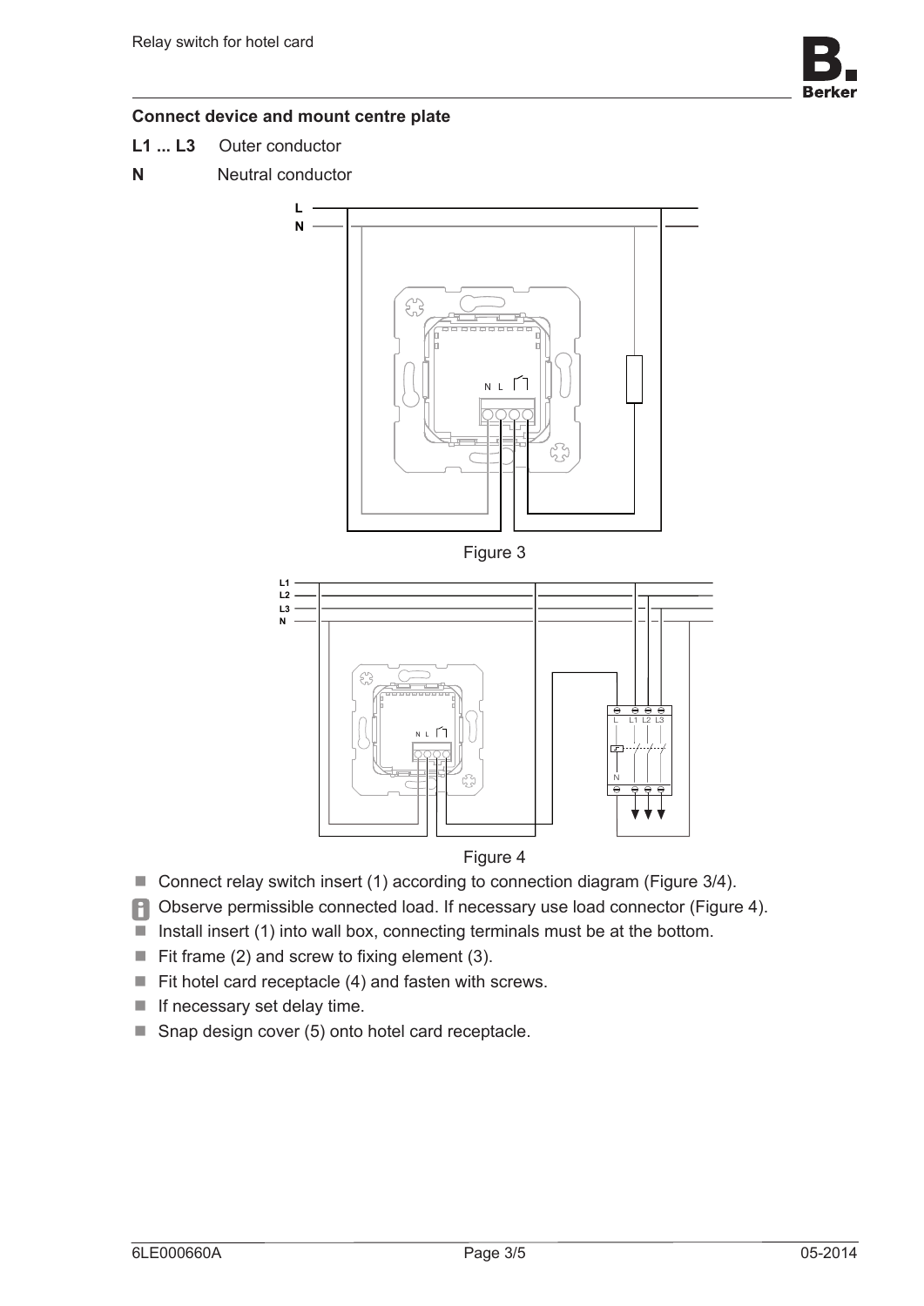## Connect device and mount centre plate

**L1 ... L3** Outer conductor

**N** Neutral conductor

Figure 3

Figure 4

- Connect relay switch insert (1) according to connection diagram (Figure 3/4).
- Observe permissible connected load. If necessary use load connector (Figure 4).
- Install insert (1) into wall box, connecting terminals must be at the bottom.
- Fit frame (2) and screw to fixing element (3).
- Fit hotel card receptacle (4) and fasten with screws.
- If necessary set delay time.
- Snap design cover (5) onto hotel card receptacle.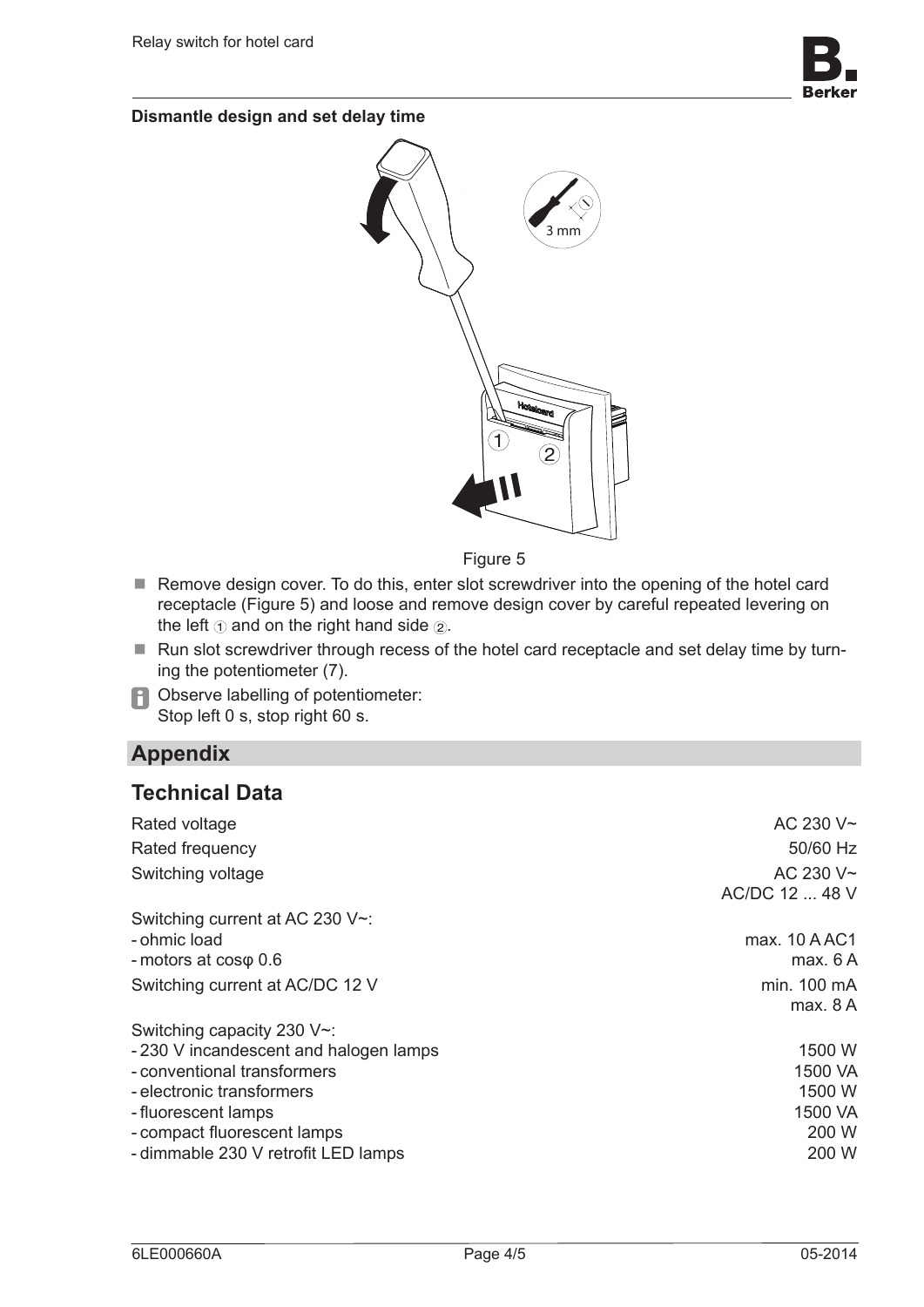**Dismantle design and set delay time**

Figure 5

- Remove design cover. To do this, enter slot screwdriver into the opening of the hotel card receptacle (Figure 5) and loose and remove design cover by careful repeated levering on the left ① and on the right hand side ②.
- Run slot screwdriver through recess of the hotel card receptacle and set delay time by turning the potentiometer (7).

ℹ Observe labelling of potentiometer:
Stop left 0 s, stop right 60 s.

## Appendix

### Technical Data

| | |
|---|---|
| Rated voltage | AC 230 V~ |
| Rated frequency | 50/60 Hz |
| Switching voltage | AC 230 V~<br>AC/DC 12 ... 48 V |
| Switching current at AC 230 V~: | |
| - ohmic load | max. 10 A AC1 |
| - motors at cosφ 0.6 | max. 6 A |
| Switching current at AC/DC 12 V | min. 100 mA<br>max. 8 A |
| Switching capacity 230 V~: | |
| - 230 V incandescent and halogen lamps | 1500 W |
| - conventional transformers | 1500 VA |
| - electronic transformers | 1500 W |
| - fluorescent lamps | 1500 VA |
| - compact fluorescent lamps | 200 W |
| - dimmable 230 V retrofit LED lamps | 200 W |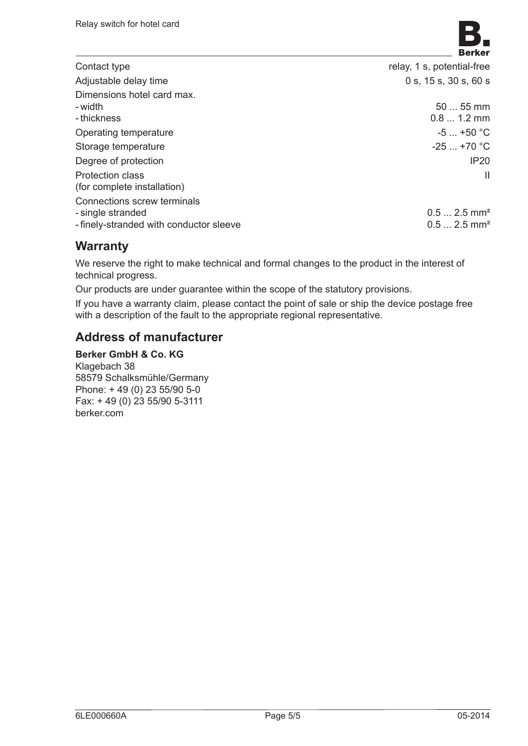| | |
|---|---|
| Contact type | relay, 1 s, potential-free |
| Adjustable delay time | 0 s, 15 s, 30 s, 60 s |
| Dimensions hotel card max. | |
| - width | 50 ... 55 mm |
| - thickness | 0.8 ... 1.2 mm |
| Operating temperature | -5 ... +50 °C |
| Storage temperature | -25 ... +70 °C |
| Degree of protection | IP20 |
| Protection class (for complete installation) | II |
| Connections screw terminals | |
| - single stranded | 0.5 ... 2.5 mm² |
| - finely-stranded with conductor sleeve | 0.5 ... 2.5 mm² |

## Warranty

We reserve the right to make technical and formal changes to the product in the interest of technical progress.

Our products are under guarantee within the scope of the statutory provisions.

If you have a warranty claim, please contact the point of sale or ship the device postage free with a description of the fault to the appropriate regional representative.

## Address of manufacturer

**Berker GmbH & Co. KG**
Klagebach 38
58579 Schalksmühle/Germany
Phone: + 49 (0) 23 55/90 5-0
Fax: + 49 (0) 23 55/90 5-3111
berker.com